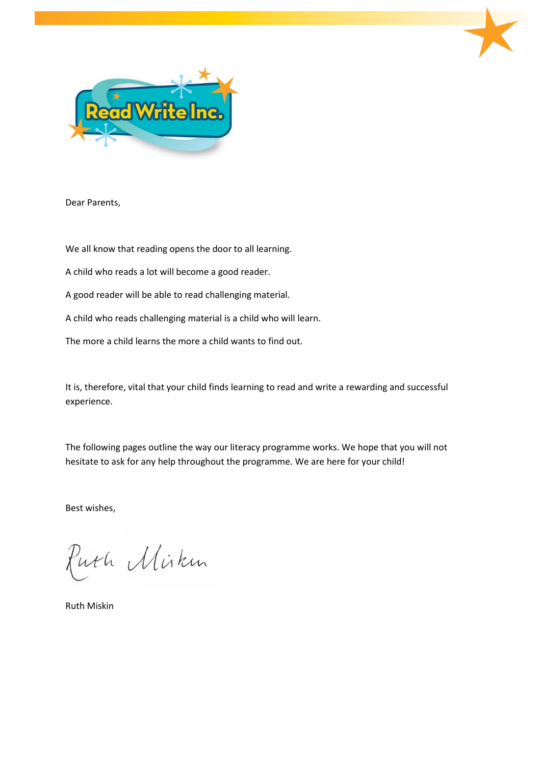Dear Parents,

We all know that reading opens the door to all learning.

A child who reads a lot will become a good reader.

A good reader will be able to read challenging material.

A child who reads challenging material is a child who will learn.

The more a child learns the more a child wants to find out.

It is, therefore, vital that your child finds learning to read and write a rewarding and successful experience.

The following pages outline the way our literacy programme works. We hope that you will not hesitate to ask for any help throughout the programme. We are here for your child!

Best wishes,

Ruth Miskin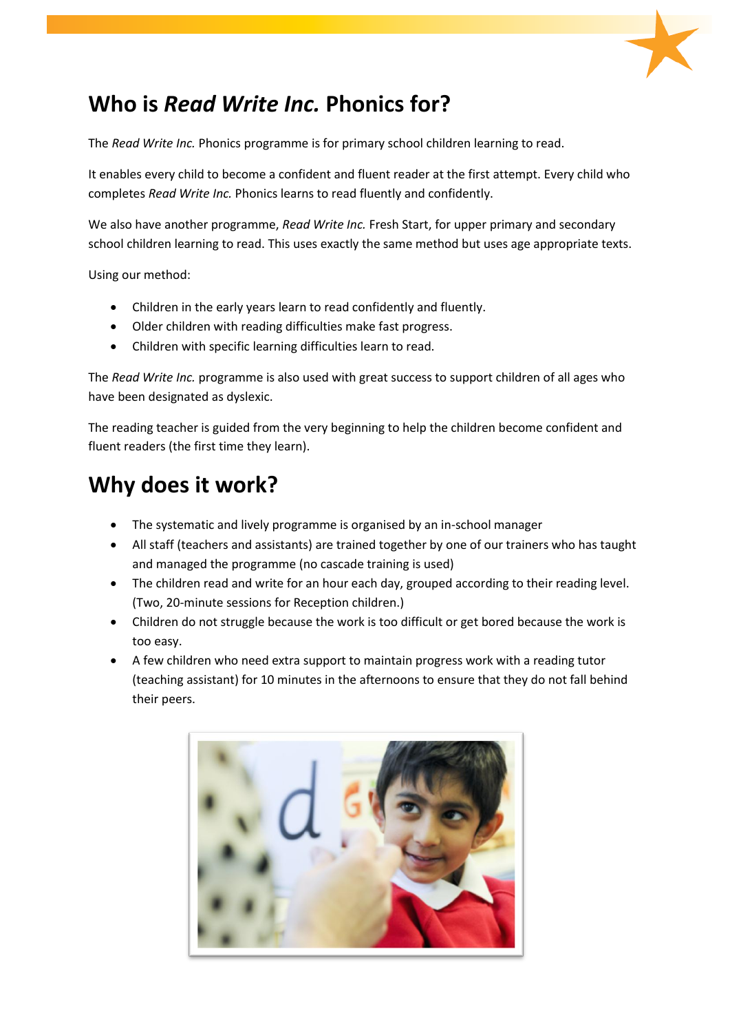# Who is *Read Write Inc.* Phonics for?

The *Read Write Inc.* Phonics programme is for primary school children learning to read.

It enables every child to become a confident and fluent reader at the first attempt. Every child who completes *Read Write Inc.* Phonics learns to read fluently and confidently.

We also have another programme, *Read Write Inc.* Fresh Start, for upper primary and secondary school children learning to read. This uses exactly the same method but uses age appropriate texts.

Using our method:

- Children in the early years learn to read confidently and fluently.
- Older children with reading difficulties make fast progress.
- Children with specific learning difficulties learn to read.

The *Read Write Inc.* programme is also used with great success to support children of all ages who have been designated as dyslexic.

The reading teacher is guided from the very beginning to help the children become confident and fluent readers (the first time they learn).

# Why does it work?

- The systematic and lively programme is organised by an in-school manager
- All staff (teachers and assistants) are trained together by one of our trainers who has taught and managed the programme (no cascade training is used)
- The children read and write for an hour each day, grouped according to their reading level. (Two, 20-minute sessions for Reception children.)
- Children do not struggle because the work is too difficult or get bored because the work is too easy.
- A few children who need extra support to maintain progress work with a reading tutor (teaching assistant) for 10 minutes in the afternoons to ensure that they do not fall behind their peers.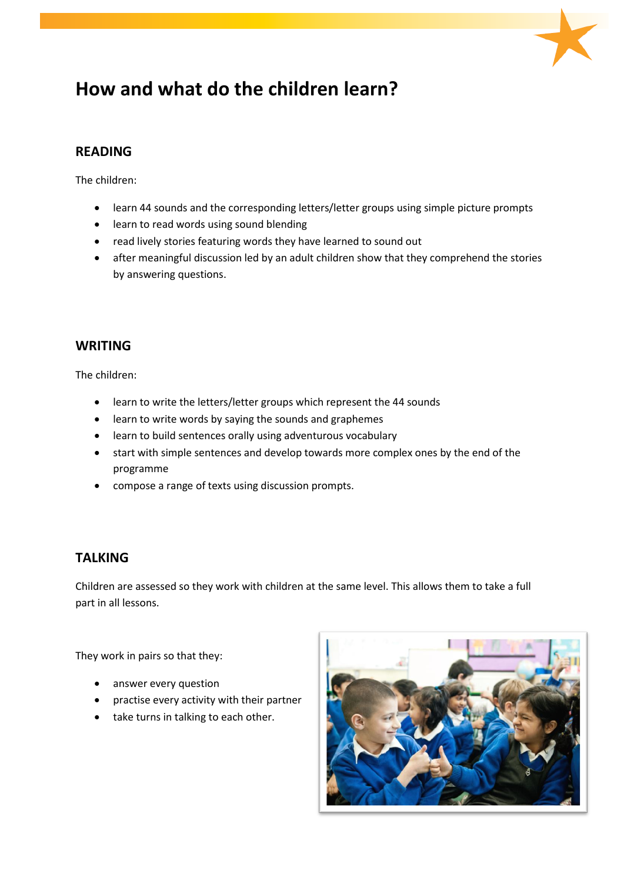# How and what do the children learn?

## READING

The children:

- learn 44 sounds and the corresponding letters/letter groups using simple picture prompts
- learn to read words using sound blending
- read lively stories featuring words they have learned to sound out
- after meaningful discussion led by an adult children show that they comprehend the stories by answering questions.

## WRITING

The children:

- learn to write the letters/letter groups which represent the 44 sounds
- learn to write words by saying the sounds and graphemes
- learn to build sentences orally using adventurous vocabulary
- start with simple sentences and develop towards more complex ones by the end of the programme
- compose a range of texts using discussion prompts.

## TALKING

Children are assessed so they work with children at the same level. This allows them to take a full part in all lessons.

They work in pairs so that they:

- answer every question
- practise every activity with their partner
- take turns in talking to each other.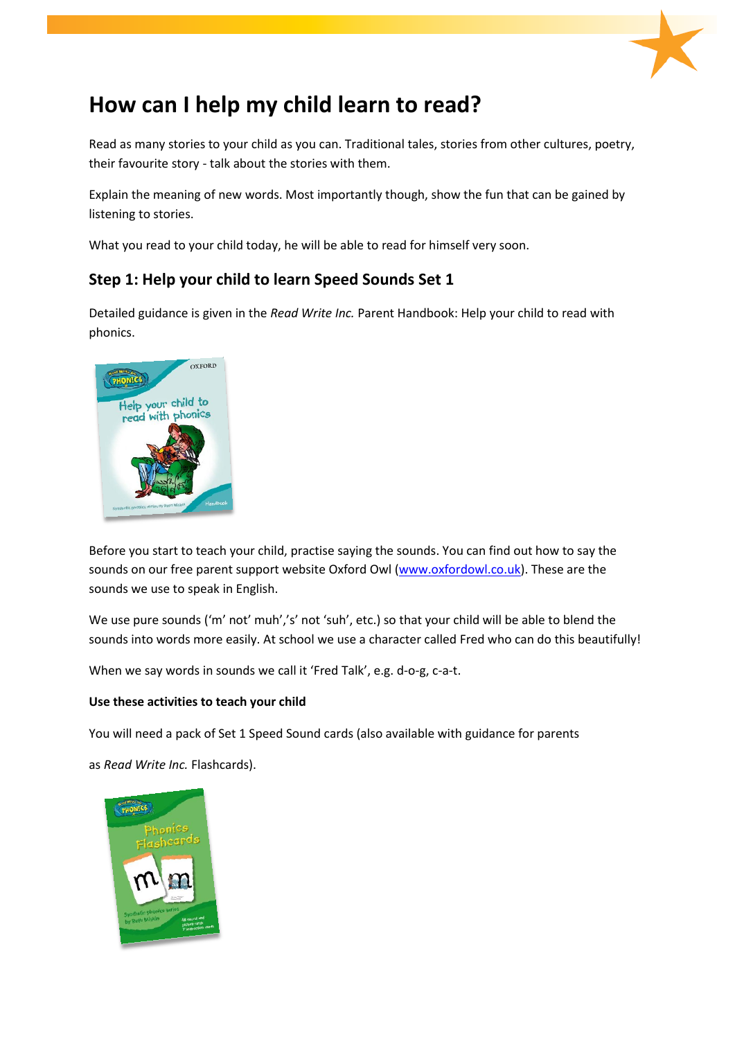# How can I help my child learn to read?

Read as many stories to your child as you can. Traditional tales, stories from other cultures, poetry, their favourite story - talk about the stories with them.

Explain the meaning of new words. Most importantly though, show the fun that can be gained by listening to stories.

What you read to your child today, he will be able to read for himself very soon.

## Step 1: Help your child to learn Speed Sounds Set 1

Detailed guidance is given in the *Read Write Inc.* Parent Handbook: Help your child to read with phonics.

Before you start to teach your child, practise saying the sounds. You can find out how to say the sounds on our free parent support website Oxford Owl (www.oxfordowl.co.uk). These are the sounds we use to speak in English.

We use pure sounds ('m' not' muh','s' not 'suh', etc.) so that your child will be able to blend the sounds into words more easily. At school we use a character called Fred who can do this beautifully!

When we say words in sounds we call it 'Fred Talk', e.g. d-o-g, c-a-t.

**Use these activities to teach your child**

You will need a pack of Set 1 Speed Sound cards (also available with guidance for parents

as *Read Write Inc.* Flashcards).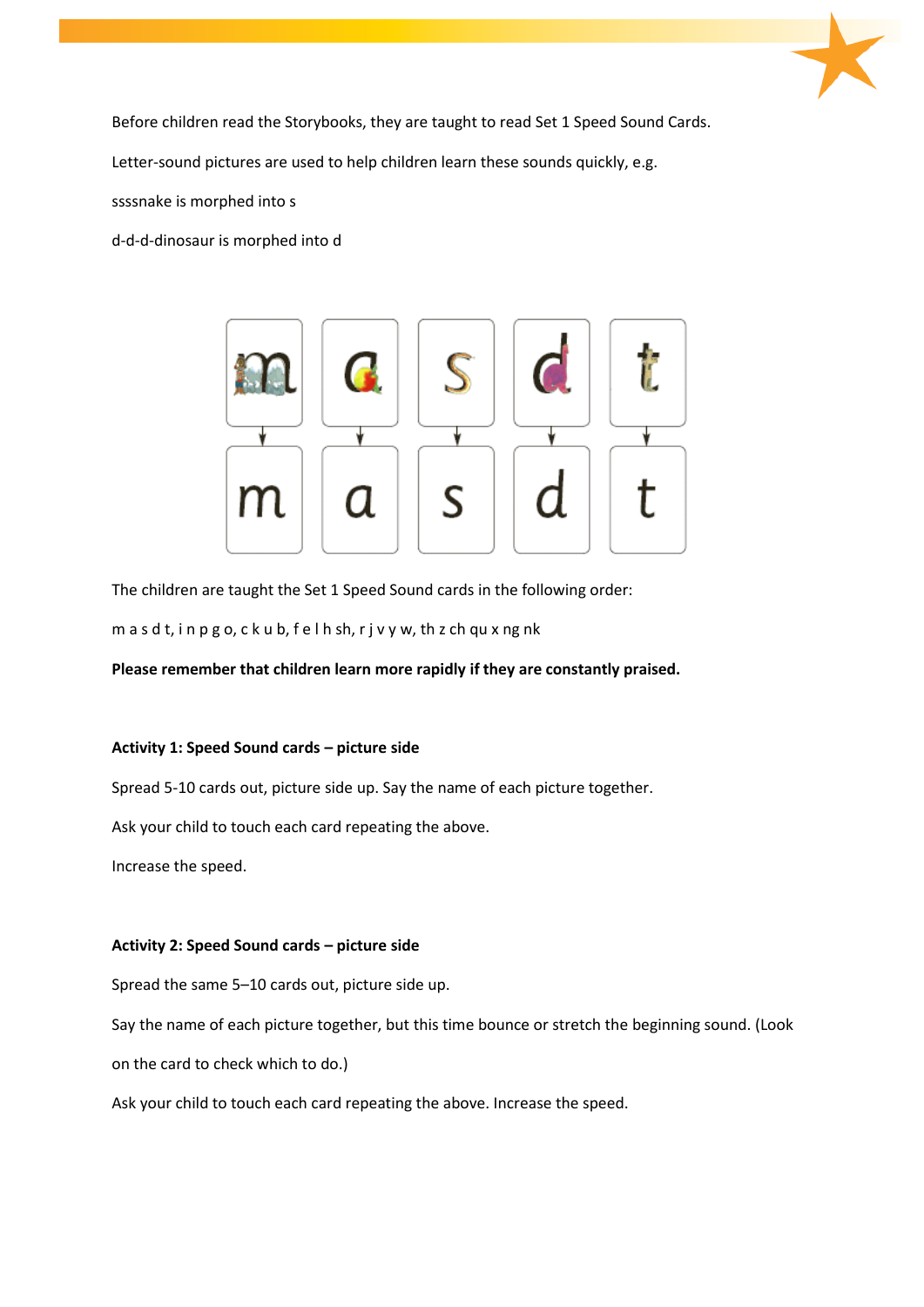Before children read the Storybooks, they are taught to read Set 1 Speed Sound Cards.

Letter-sound pictures are used to help children learn these sounds quickly, e.g.

ssssnake is morphed into s

d-d-d-dinosaur is morphed into d

The children are taught the Set 1 Speed Sound cards in the following order:

m a s d t, i n p g o, c k u b, f e l h sh, r j v y w, th z ch qu x ng nk

**Please remember that children learn more rapidly if they are constantly praised.**

**Activity 1: Speed Sound cards – picture side**

Spread 5-10 cards out, picture side up. Say the name of each picture together.

Ask your child to touch each card repeating the above.

Increase the speed.

**Activity 2: Speed Sound cards – picture side**

Spread the same 5–10 cards out, picture side up.

Say the name of each picture together, but this time bounce or stretch the beginning sound. (Look on the card to check which to do.)

Ask your child to touch each card repeating the above. Increase the speed.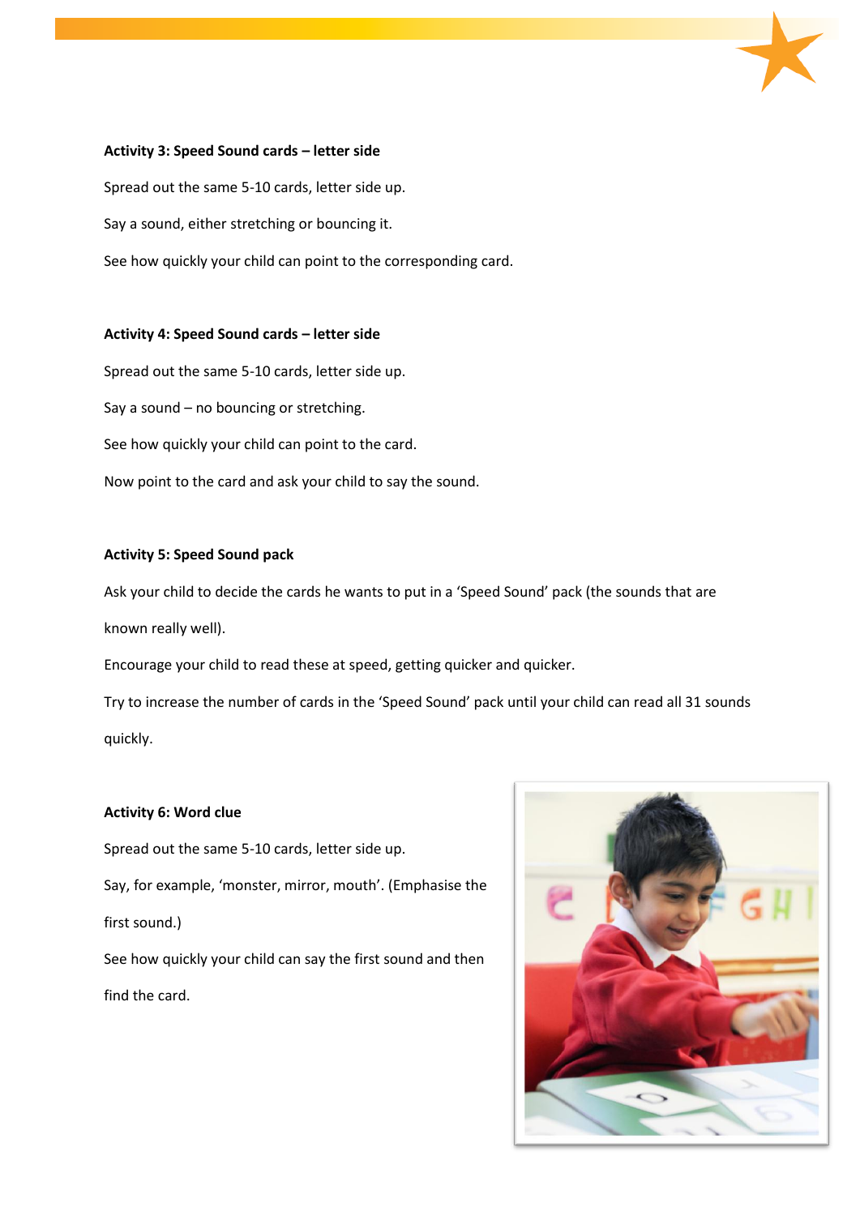**Activity 3: Speed Sound cards – letter side**

Spread out the same 5-10 cards, letter side up.

Say a sound, either stretching or bouncing it.

See how quickly your child can point to the corresponding card.

**Activity 4: Speed Sound cards – letter side**

Spread out the same 5-10 cards, letter side up.

Say a sound – no bouncing or stretching.

See how quickly your child can point to the card.

Now point to the card and ask your child to say the sound.

**Activity 5: Speed Sound pack**

Ask your child to decide the cards he wants to put in a 'Speed Sound' pack (the sounds that are known really well).

Encourage your child to read these at speed, getting quicker and quicker.

Try to increase the number of cards in the 'Speed Sound' pack until your child can read all 31 sounds quickly.

**Activity 6: Word clue**

Spread out the same 5-10 cards, letter side up.

Say, for example, 'monster, mirror, mouth'. (Emphasise the first sound.)

See how quickly your child can say the first sound and then find the card.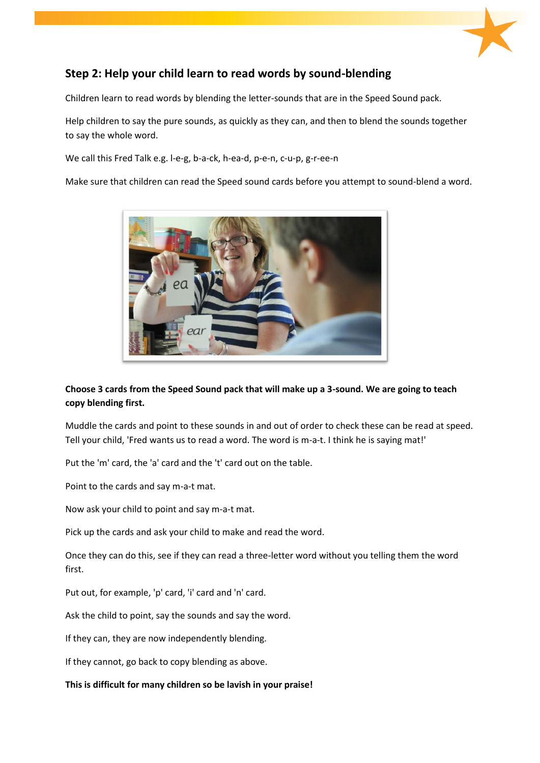## Step 2: Help your child learn to read words by sound-blending

Children learn to read words by blending the letter-sounds that are in the Speed Sound pack.

Help children to say the pure sounds, as quickly as they can, and then to blend the sounds together to say the whole word.

We call this Fred Talk e.g. l-e-g, b-a-ck, h-ea-d, p-e-n, c-u-p, g-r-ee-n

Make sure that children can read the Speed sound cards before you attempt to sound-blend a word.

**Choose 3 cards from the Speed Sound pack that will make up a 3-sound. We are going to teach copy blending first.**

Muddle the cards and point to these sounds in and out of order to check these can be read at speed. Tell your child, 'Fred wants us to read a word. The word is m-a-t. I think he is saying mat!'

Put the 'm' card, the 'a' card and the 't' card out on the table.

Point to the cards and say m-a-t mat.

Now ask your child to point and say m-a-t mat.

Pick up the cards and ask your child to make and read the word.

Once they can do this, see if they can read a three-letter word without you telling them the word first.

Put out, for example, 'p' card, 'i' card and 'n' card.

Ask the child to point, say the sounds and say the word.

If they can, they are now independently blending.

If they cannot, go back to copy blending as above.

**This is difficult for many children so be lavish in your praise!**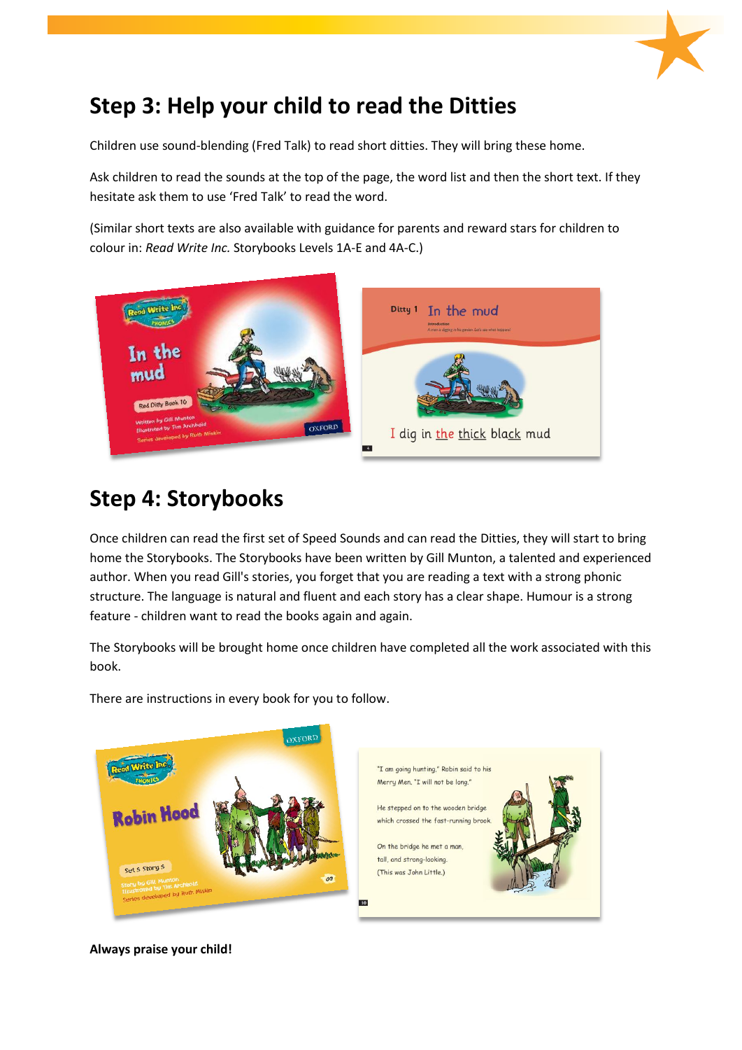## Step 3: Help your child to read the Ditties

Children use sound-blending (Fred Talk) to read short ditties. They will bring these home.

Ask children to read the sounds at the top of the page, the word list and then the short text. If they hesitate ask them to use 'Fred Talk' to read the word.

(Similar short texts are also available with guidance for parents and reward stars for children to colour in: *Read Write Inc.* Storybooks Levels 1A-E and 4A-C.)

## Step 4: Storybooks

Once children can read the first set of Speed Sounds and can read the Ditties, they will start to bring home the Storybooks. The Storybooks have been written by Gill Munton, a talented and experienced author. When you read Gill's stories, you forget that you are reading a text with a strong phonic structure. The language is natural and fluent and each story has a clear shape. Humour is a strong feature - children want to read the books again and again.

The Storybooks will be brought home once children have completed all the work associated with this book.

There are instructions in every book for you to follow.

**Always praise your child!**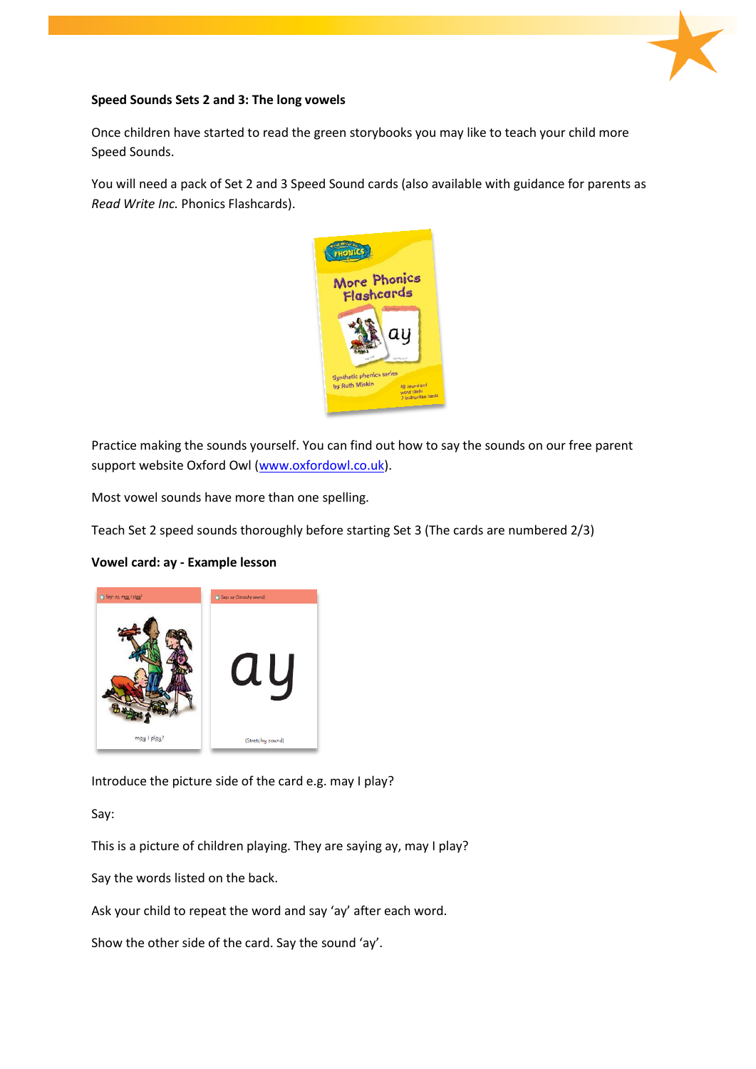**Speed Sounds Sets 2 and 3: The long vowels**

Once children have started to read the green storybooks you may like to teach your child more Speed Sounds.

You will need a pack of Set 2 and 3 Speed Sound cards (also available with guidance for parents as *Read Write Inc.* Phonics Flashcards).

Practice making the sounds yourself. You can find out how to say the sounds on our free parent support website Oxford Owl (www.oxfordowl.co.uk).

Most vowel sounds have more than one spelling.

Teach Set 2 speed sounds thoroughly before starting Set 3 (The cards are numbered 2/3)

**Vowel card: ay - Example lesson**

Introduce the picture side of the card e.g. may I play?

Say:

This is a picture of children playing. They are saying ay, may I play?

Say the words listed on the back.

Ask your child to repeat the word and say 'ay' after each word.

Show the other side of the card. Say the sound 'ay'.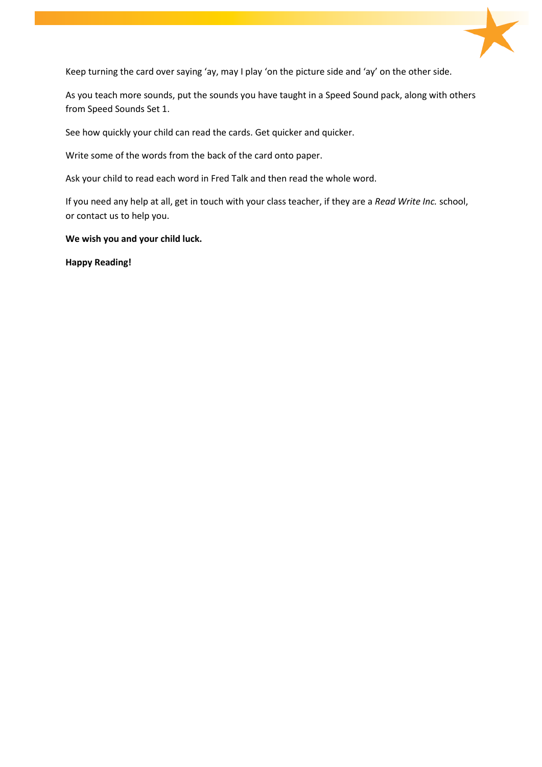Keep turning the card over saying ‘ay, may I play ‘on the picture side and ‘ay’ on the other side.

As you teach more sounds, put the sounds you have taught in a Speed Sound pack, along with others from Speed Sounds Set 1.

See how quickly your child can read the cards. Get quicker and quicker.

Write some of the words from the back of the card onto paper.

Ask your child to read each word in Fred Talk and then read the whole word.

If you need any help at all, get in touch with your class teacher, if they are a *Read Write Inc.* school, or contact us to help you.

**We wish you and your child luck.**

**Happy Reading!**